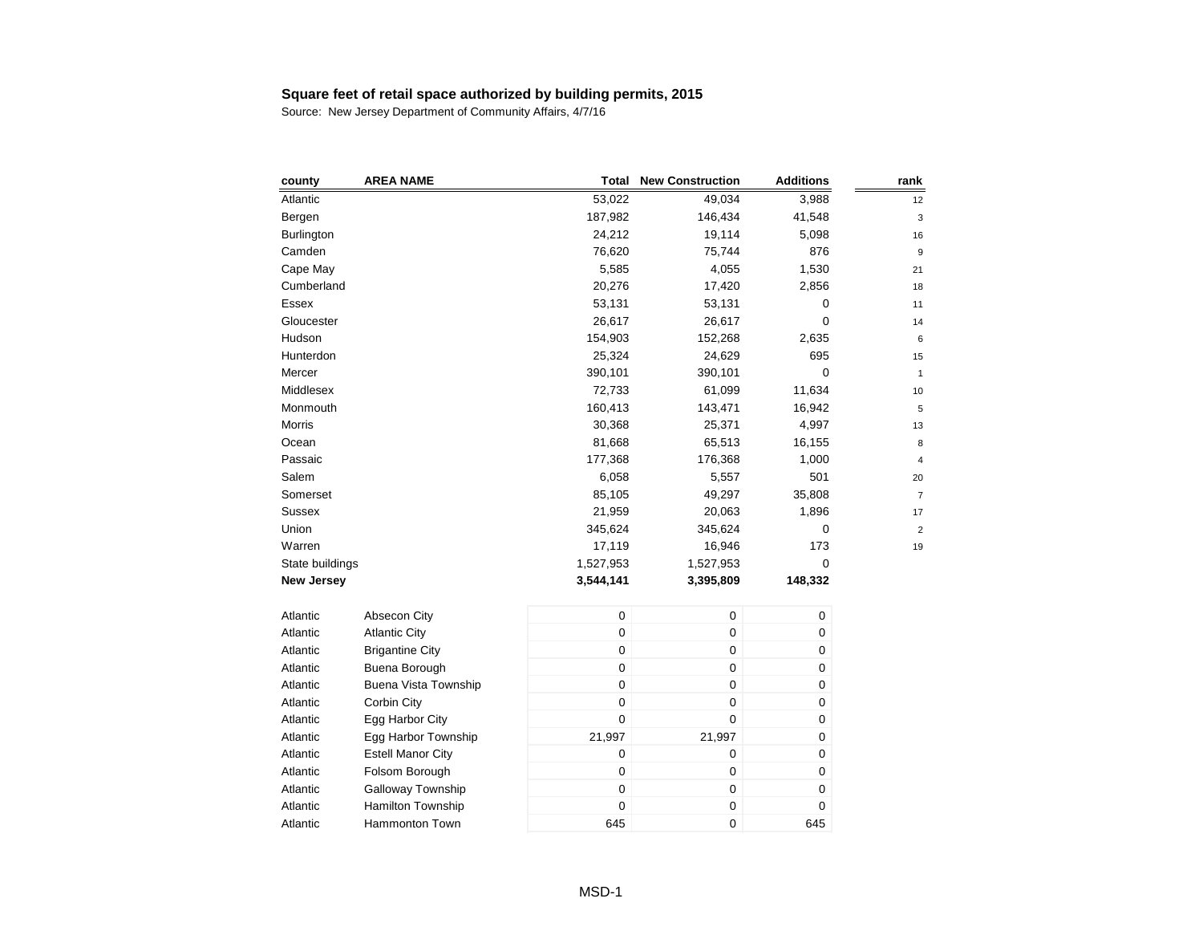**Square feet of retail space authorized by building permits, 2015**

Source: New Jersey Department of Community Affairs, 4/7/16

| county | AREA NAME | Total | New Construction | Additions | rank |
|---|---|---|---|---|---|
| Atlantic | | 53,022 | 49,034 | 3,988 | 12 |
| Bergen | | 187,982 | 146,434 | 41,548 | 3 |
| Burlington | | 24,212 | 19,114 | 5,098 | 16 |
| Camden | | 76,620 | 75,744 | 876 | 9 |
| Cape May | | 5,585 | 4,055 | 1,530 | 21 |
| Cumberland | | 20,276 | 17,420 | 2,856 | 18 |
| Essex | | 53,131 | 53,131 | 0 | 11 |
| Gloucester | | 26,617 | 26,617 | 0 | 14 |
| Hudson | | 154,903 | 152,268 | 2,635 | 6 |
| Hunterdon | | 25,324 | 24,629 | 695 | 15 |
| Mercer | | 390,101 | 390,101 | 0 | 1 |
| Middlesex | | 72,733 | 61,099 | 11,634 | 10 |
| Monmouth | | 160,413 | 143,471 | 16,942 | 5 |
| Morris | | 30,368 | 25,371 | 4,997 | 13 |
| Ocean | | 81,668 | 65,513 | 16,155 | 8 |
| Passaic | | 177,368 | 176,368 | 1,000 | 4 |
| Salem | | 6,058 | 5,557 | 501 | 20 |
| Somerset | | 85,105 | 49,297 | 35,808 | 7 |
| Sussex | | 21,959 | 20,063 | 1,896 | 17 |
| Union | | 345,624 | 345,624 | 0 | 2 |
| Warren | | 17,119 | 16,946 | 173 | 19 |
| State buildings | | 1,527,953 | 1,527,953 | 0 | |
| **New Jersey** | | **3,544,141** | **3,395,809** | **148,332** | |
| | | | | | |
| Atlantic | Absecon City | 0 | 0 | 0 | |
| Atlantic | Atlantic City | 0 | 0 | 0 | |
| Atlantic | Brigantine City | 0 | 0 | 0 | |
| Atlantic | Buena Borough | 0 | 0 | 0 | |
| Atlantic | Buena Vista Township | 0 | 0 | 0 | |
| Atlantic | Corbin City | 0 | 0 | 0 | |
| Atlantic | Egg Harbor City | 0 | 0 | 0 | |
| Atlantic | Egg Harbor Township | 21,997 | 21,997 | 0 | |
| Atlantic | Estell Manor City | 0 | 0 | 0 | |
| Atlantic | Folsom Borough | 0 | 0 | 0 | |
| Atlantic | Galloway Township | 0 | 0 | 0 | |
| Atlantic | Hamilton Township | 0 | 0 | 0 | |
| Atlantic | Hammonton Town | 645 | 0 | 645 | |

MSD-1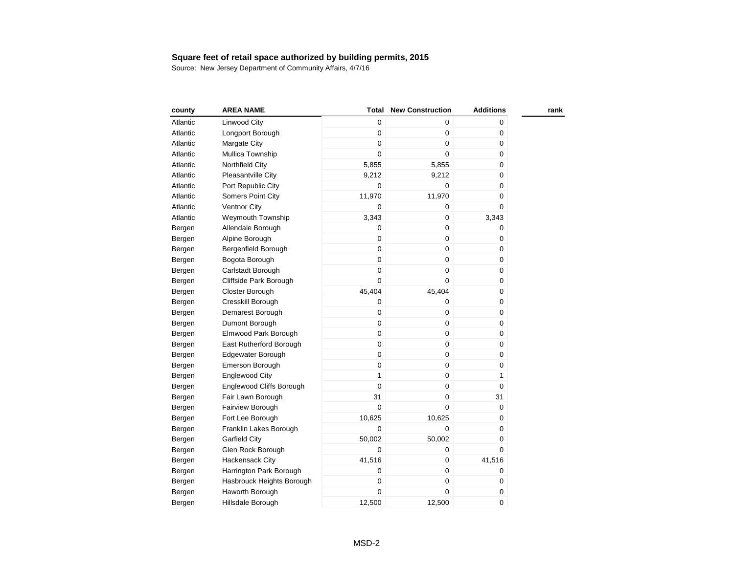**Square feet of retail space authorized by building permits, 2015**

Source: New Jersey Department of Community Affairs, 4/7/16

| county | AREA NAME | Total | New Construction | Additions | rank |
|---|---|---|---|---|---|
| Atlantic | Linwood City | 0 | 0 | 0 | |
| Atlantic | Longport Borough | 0 | 0 | 0 | |
| Atlantic | Margate City | 0 | 0 | 0 | |
| Atlantic | Mullica Township | 0 | 0 | 0 | |
| Atlantic | Northfield City | 5,855 | 5,855 | 0 | |
| Atlantic | Pleasantville City | 9,212 | 9,212 | 0 | |
| Atlantic | Port Republic City | 0 | 0 | 0 | |
| Atlantic | Somers Point City | 11,970 | 11,970 | 0 | |
| Atlantic | Ventnor City | 0 | 0 | 0 | |
| Atlantic | Weymouth Township | 3,343 | 0 | 3,343 | |
| Bergen | Allendale Borough | 0 | 0 | 0 | |
| Bergen | Alpine Borough | 0 | 0 | 0 | |
| Bergen | Bergenfield Borough | 0 | 0 | 0 | |
| Bergen | Bogota Borough | 0 | 0 | 0 | |
| Bergen | Carlstadt Borough | 0 | 0 | 0 | |
| Bergen | Cliffside Park Borough | 0 | 0 | 0 | |
| Bergen | Closter Borough | 45,404 | 45,404 | 0 | |
| Bergen | Cresskill Borough | 0 | 0 | 0 | |
| Bergen | Demarest Borough | 0 | 0 | 0 | |
| Bergen | Dumont Borough | 0 | 0 | 0 | |
| Bergen | Elmwood Park Borough | 0 | 0 | 0 | |
| Bergen | East Rutherford Borough | 0 | 0 | 0 | |
| Bergen | Edgewater Borough | 0 | 0 | 0 | |
| Bergen | Emerson Borough | 0 | 0 | 0 | |
| Bergen | Englewood City | 1 | 0 | 1 | |
| Bergen | Englewood Cliffs Borough | 0 | 0 | 0 | |
| Bergen | Fair Lawn Borough | 31 | 0 | 31 | |
| Bergen | Fairview Borough | 0 | 0 | 0 | |
| Bergen | Fort Lee Borough | 10,625 | 10,625 | 0 | |
| Bergen | Franklin Lakes Borough | 0 | 0 | 0 | |
| Bergen | Garfield City | 50,002 | 50,002 | 0 | |
| Bergen | Glen Rock Borough | 0 | 0 | 0 | |
| Bergen | Hackensack City | 41,516 | 0 | 41,516 | |
| Bergen | Harrington Park Borough | 0 | 0 | 0 | |
| Bergen | Hasbrouck Heights Borough | 0 | 0 | 0 | |
| Bergen | Haworth Borough | 0 | 0 | 0 | |
| Bergen | Hillsdale Borough | 12,500 | 12,500 | 0 | |

MSD-2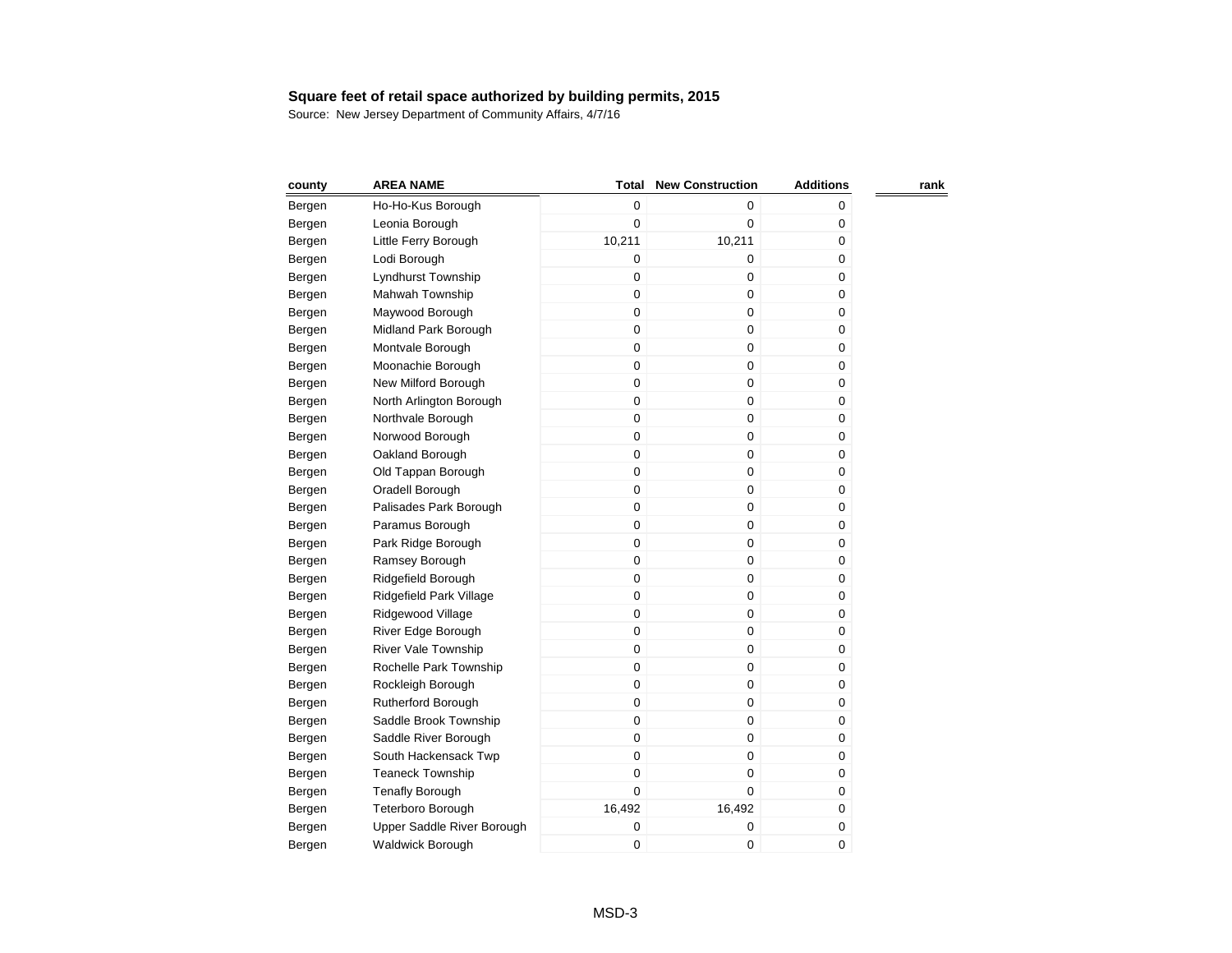**Square feet of retail space authorized by building permits, 2015**

Source: New Jersey Department of Community Affairs, 4/7/16

| county | AREA NAME | Total | New Construction | Additions | rank |
|---|---|---|---|---|---|
| Bergen | Ho-Ho-Kus Borough | 0 | 0 | 0 | |
| Bergen | Leonia Borough | 0 | 0 | 0 | |
| Bergen | Little Ferry Borough | 10,211 | 10,211 | 0 | |
| Bergen | Lodi Borough | 0 | 0 | 0 | |
| Bergen | Lyndhurst Township | 0 | 0 | 0 | |
| Bergen | Mahwah Township | 0 | 0 | 0 | |
| Bergen | Maywood Borough | 0 | 0 | 0 | |
| Bergen | Midland Park Borough | 0 | 0 | 0 | |
| Bergen | Montvale Borough | 0 | 0 | 0 | |
| Bergen | Moonachie Borough | 0 | 0 | 0 | |
| Bergen | New Milford Borough | 0 | 0 | 0 | |
| Bergen | North Arlington Borough | 0 | 0 | 0 | |
| Bergen | Northvale Borough | 0 | 0 | 0 | |
| Bergen | Norwood Borough | 0 | 0 | 0 | |
| Bergen | Oakland Borough | 0 | 0 | 0 | |
| Bergen | Old Tappan Borough | 0 | 0 | 0 | |
| Bergen | Oradell Borough | 0 | 0 | 0 | |
| Bergen | Palisades Park Borough | 0 | 0 | 0 | |
| Bergen | Paramus Borough | 0 | 0 | 0 | |
| Bergen | Park Ridge Borough | 0 | 0 | 0 | |
| Bergen | Ramsey Borough | 0 | 0 | 0 | |
| Bergen | Ridgefield Borough | 0 | 0 | 0 | |
| Bergen | Ridgefield Park Village | 0 | 0 | 0 | |
| Bergen | Ridgewood Village | 0 | 0 | 0 | |
| Bergen | River Edge Borough | 0 | 0 | 0 | |
| Bergen | River Vale Township | 0 | 0 | 0 | |
| Bergen | Rochelle Park Township | 0 | 0 | 0 | |
| Bergen | Rockleigh Borough | 0 | 0 | 0 | |
| Bergen | Rutherford Borough | 0 | 0 | 0 | |
| Bergen | Saddle Brook Township | 0 | 0 | 0 | |
| Bergen | Saddle River Borough | 0 | 0 | 0 | |
| Bergen | South Hackensack Twp | 0 | 0 | 0 | |
| Bergen | Teaneck Township | 0 | 0 | 0 | |
| Bergen | Tenafly Borough | 0 | 0 | 0 | |
| Bergen | Teterboro Borough | 16,492 | 16,492 | 0 | |
| Bergen | Upper Saddle River Borough | 0 | 0 | 0 | |
| Bergen | Waldwick Borough | 0 | 0 | 0 | |

MSD-3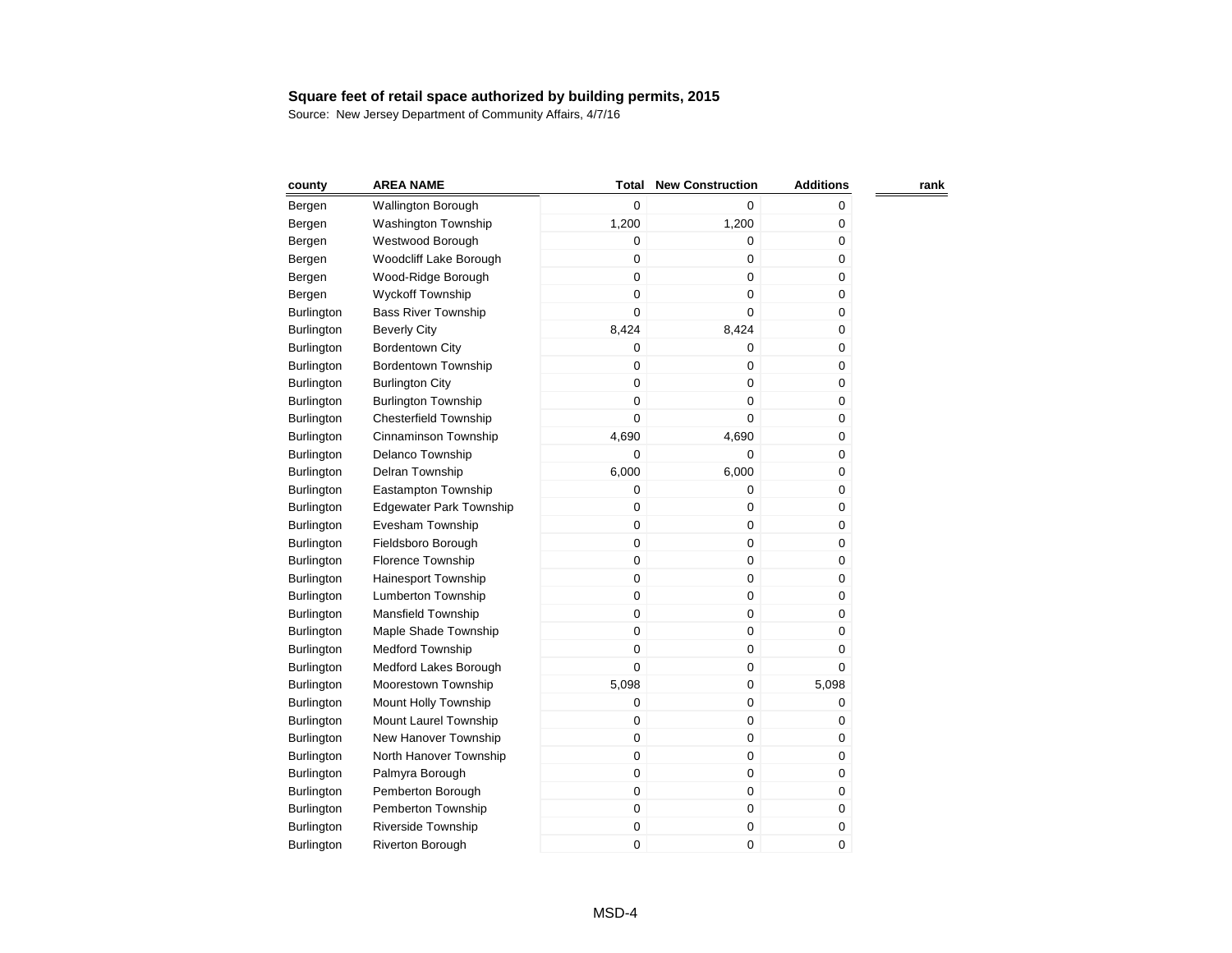**Square feet of retail space authorized by building permits, 2015**

Source: New Jersey Department of Community Affairs, 4/7/16

| county | AREA NAME | Total | New Construction | Additions | rank |
|---|---|---|---|---|---|
| Bergen | Wallington Borough | 0 | 0 | 0 | |
| Bergen | Washington Township | 1,200 | 1,200 | 0 | |
| Bergen | Westwood Borough | 0 | 0 | 0 | |
| Bergen | Woodcliff Lake Borough | 0 | 0 | 0 | |
| Bergen | Wood-Ridge Borough | 0 | 0 | 0 | |
| Bergen | Wyckoff Township | 0 | 0 | 0 | |
| Burlington | Bass River Township | 0 | 0 | 0 | |
| Burlington | Beverly City | 8,424 | 8,424 | 0 | |
| Burlington | Bordentown City | 0 | 0 | 0 | |
| Burlington | Bordentown Township | 0 | 0 | 0 | |
| Burlington | Burlington City | 0 | 0 | 0 | |
| Burlington | Burlington Township | 0 | 0 | 0 | |
| Burlington | Chesterfield Township | 0 | 0 | 0 | |
| Burlington | Cinnaminson Township | 4,690 | 4,690 | 0 | |
| Burlington | Delanco Township | 0 | 0 | 0 | |
| Burlington | Delran Township | 6,000 | 6,000 | 0 | |
| Burlington | Eastampton Township | 0 | 0 | 0 | |
| Burlington | Edgewater Park Township | 0 | 0 | 0 | |
| Burlington | Evesham Township | 0 | 0 | 0 | |
| Burlington | Fieldsboro Borough | 0 | 0 | 0 | |
| Burlington | Florence Township | 0 | 0 | 0 | |
| Burlington | Hainesport Township | 0 | 0 | 0 | |
| Burlington | Lumberton Township | 0 | 0 | 0 | |
| Burlington | Mansfield Township | 0 | 0 | 0 | |
| Burlington | Maple Shade Township | 0 | 0 | 0 | |
| Burlington | Medford Township | 0 | 0 | 0 | |
| Burlington | Medford Lakes Borough | 0 | 0 | 0 | |
| Burlington | Moorestown Township | 5,098 | 0 | 5,098 | |
| Burlington | Mount Holly Township | 0 | 0 | 0 | |
| Burlington | Mount Laurel Township | 0 | 0 | 0 | |
| Burlington | New Hanover Township | 0 | 0 | 0 | |
| Burlington | North Hanover Township | 0 | 0 | 0 | |
| Burlington | Palmyra Borough | 0 | 0 | 0 | |
| Burlington | Pemberton Borough | 0 | 0 | 0 | |
| Burlington | Pemberton Township | 0 | 0 | 0 | |
| Burlington | Riverside Township | 0 | 0 | 0 | |
| Burlington | Riverton Borough | 0 | 0 | 0 | |

MSD-4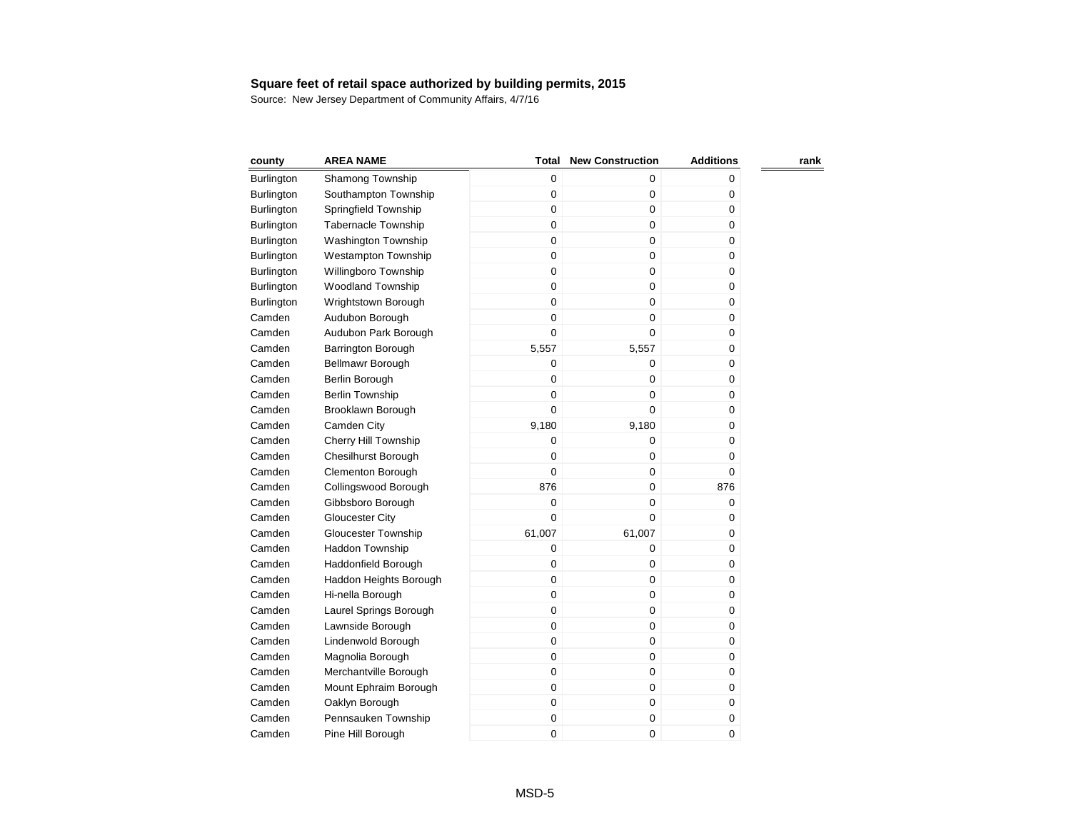**Square feet of retail space authorized by building permits, 2015**

Source: New Jersey Department of Community Affairs, 4/7/16

| county | AREA NAME | Total | New Construction | Additions | rank |
|---|---|---|---|---|---|
| Burlington | Shamong Township | 0 | 0 | 0 | |
| Burlington | Southampton Township | 0 | 0 | 0 | |
| Burlington | Springfield Township | 0 | 0 | 0 | |
| Burlington | Tabernacle Township | 0 | 0 | 0 | |
| Burlington | Washington Township | 0 | 0 | 0 | |
| Burlington | Westampton Township | 0 | 0 | 0 | |
| Burlington | Willingboro Township | 0 | 0 | 0 | |
| Burlington | Woodland Township | 0 | 0 | 0 | |
| Burlington | Wrightstown Borough | 0 | 0 | 0 | |
| Camden | Audubon Borough | 0 | 0 | 0 | |
| Camden | Audubon Park Borough | 0 | 0 | 0 | |
| Camden | Barrington Borough | 5,557 | 5,557 | 0 | |
| Camden | Bellmawr Borough | 0 | 0 | 0 | |
| Camden | Berlin Borough | 0 | 0 | 0 | |
| Camden | Berlin Township | 0 | 0 | 0 | |
| Camden | Brooklawn Borough | 0 | 0 | 0 | |
| Camden | Camden City | 9,180 | 9,180 | 0 | |
| Camden | Cherry Hill Township | 0 | 0 | 0 | |
| Camden | Chesilhurst Borough | 0 | 0 | 0 | |
| Camden | Clementon Borough | 0 | 0 | 0 | |
| Camden | Collingswood Borough | 876 | 0 | 876 | |
| Camden | Gibbsboro Borough | 0 | 0 | 0 | |
| Camden | Gloucester City | 0 | 0 | 0 | |
| Camden | Gloucester Township | 61,007 | 61,007 | 0 | |
| Camden | Haddon Township | 0 | 0 | 0 | |
| Camden | Haddonfield Borough | 0 | 0 | 0 | |
| Camden | Haddon Heights Borough | 0 | 0 | 0 | |
| Camden | Hi-nella Borough | 0 | 0 | 0 | |
| Camden | Laurel Springs Borough | 0 | 0 | 0 | |
| Camden | Lawnside Borough | 0 | 0 | 0 | |
| Camden | Lindenwold Borough | 0 | 0 | 0 | |
| Camden | Magnolia Borough | 0 | 0 | 0 | |
| Camden | Merchantville Borough | 0 | 0 | 0 | |
| Camden | Mount Ephraim Borough | 0 | 0 | 0 | |
| Camden | Oaklyn Borough | 0 | 0 | 0 | |
| Camden | Pennsauken Township | 0 | 0 | 0 | |
| Camden | Pine Hill Borough | 0 | 0 | 0 | |

MSD-5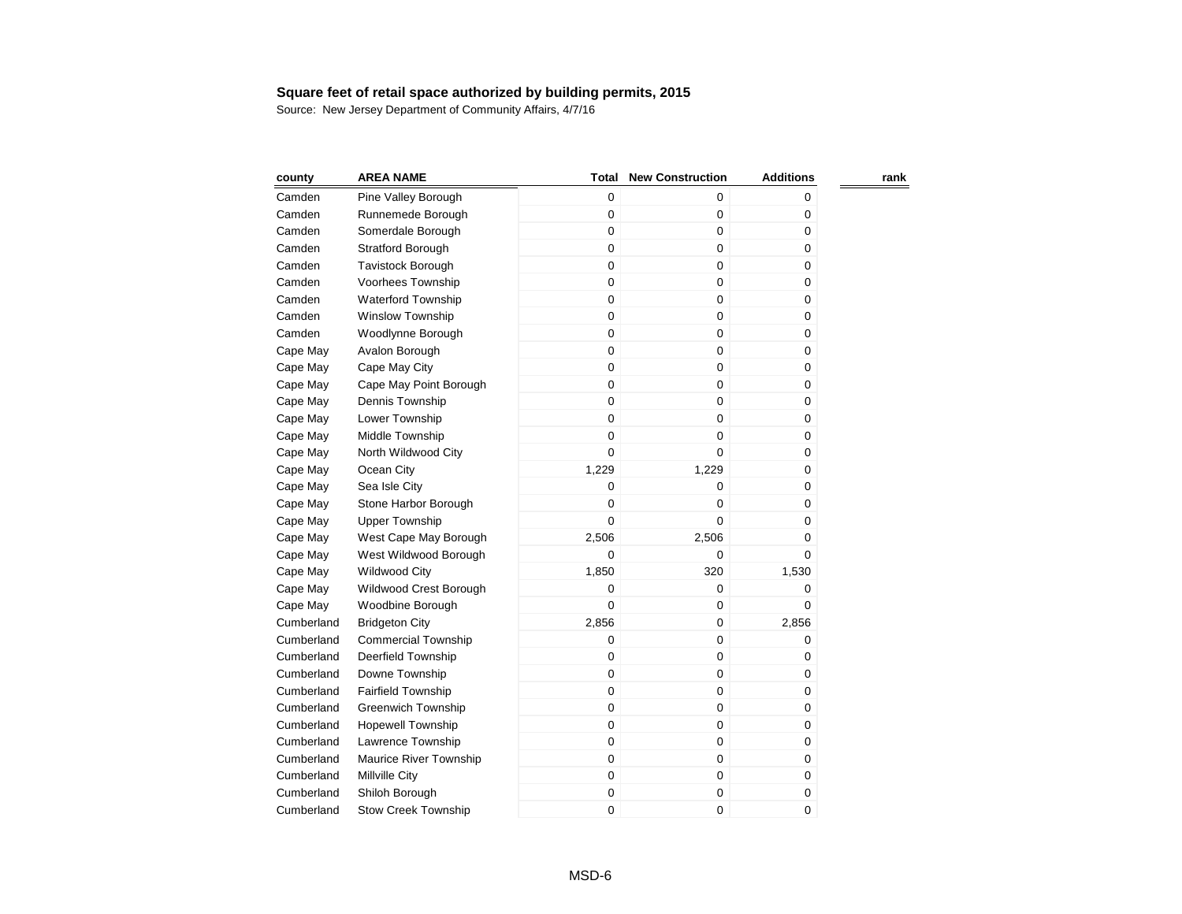**Square feet of retail space authorized by building permits, 2015**

Source: New Jersey Department of Community Affairs, 4/7/16

| county | AREA NAME | Total | New Construction | Additions | rank |
|---|---|---|---|---|---|
| Camden | Pine Valley Borough | 0 | 0 | 0 | |
| Camden | Runnemede Borough | 0 | 0 | 0 | |
| Camden | Somerdale Borough | 0 | 0 | 0 | |
| Camden | Stratford Borough | 0 | 0 | 0 | |
| Camden | Tavistock Borough | 0 | 0 | 0 | |
| Camden | Voorhees Township | 0 | 0 | 0 | |
| Camden | Waterford Township | 0 | 0 | 0 | |
| Camden | Winslow Township | 0 | 0 | 0 | |
| Camden | Woodlynne Borough | 0 | 0 | 0 | |
| Cape May | Avalon Borough | 0 | 0 | 0 | |
| Cape May | Cape May City | 0 | 0 | 0 | |
| Cape May | Cape May Point Borough | 0 | 0 | 0 | |
| Cape May | Dennis Township | 0 | 0 | 0 | |
| Cape May | Lower Township | 0 | 0 | 0 | |
| Cape May | Middle Township | 0 | 0 | 0 | |
| Cape May | North Wildwood City | 0 | 0 | 0 | |
| Cape May | Ocean City | 1,229 | 1,229 | 0 | |
| Cape May | Sea Isle City | 0 | 0 | 0 | |
| Cape May | Stone Harbor Borough | 0 | 0 | 0 | |
| Cape May | Upper Township | 0 | 0 | 0 | |
| Cape May | West Cape May Borough | 2,506 | 2,506 | 0 | |
| Cape May | West Wildwood Borough | 0 | 0 | 0 | |
| Cape May | Wildwood City | 1,850 | 320 | 1,530 | |
| Cape May | Wildwood Crest Borough | 0 | 0 | 0 | |
| Cape May | Woodbine Borough | 0 | 0 | 0 | |
| Cumberland | Bridgeton City | 2,856 | 0 | 2,856 | |
| Cumberland | Commercial Township | 0 | 0 | 0 | |
| Cumberland | Deerfield Township | 0 | 0 | 0 | |
| Cumberland | Downe Township | 0 | 0 | 0 | |
| Cumberland | Fairfield Township | 0 | 0 | 0 | |
| Cumberland | Greenwich Township | 0 | 0 | 0 | |
| Cumberland | Hopewell Township | 0 | 0 | 0 | |
| Cumberland | Lawrence Township | 0 | 0 | 0 | |
| Cumberland | Maurice River Township | 0 | 0 | 0 | |
| Cumberland | Millville City | 0 | 0 | 0 | |
| Cumberland | Shiloh Borough | 0 | 0 | 0 | |
| Cumberland | Stow Creek Township | 0 | 0 | 0 | |

MSD-6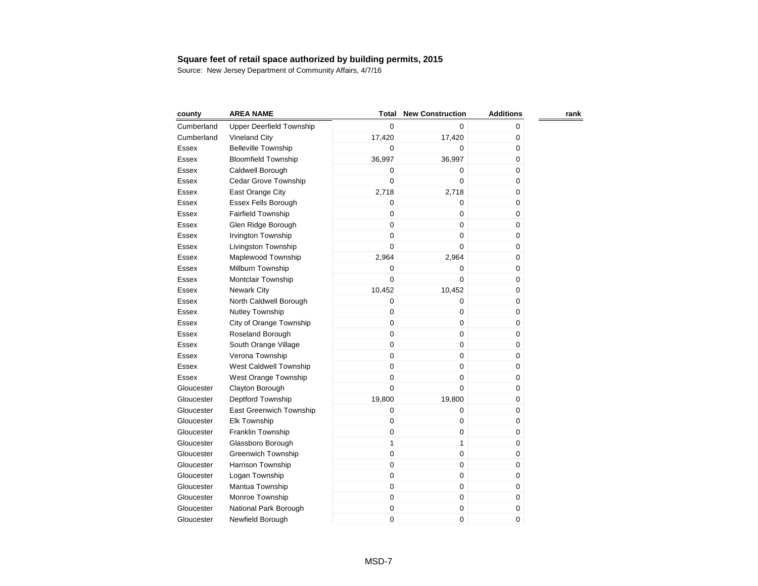**Square feet of retail space authorized by building permits, 2015**

Source: New Jersey Department of Community Affairs, 4/7/16

| county | AREA NAME | Total | New Construction | Additions | rank |
|---|---|---|---|---|---|
| Cumberland | Upper Deerfield Township | 0 | 0 | 0 | |
| Cumberland | Vineland City | 17,420 | 17,420 | 0 | |
| Essex | Belleville Township | 0 | 0 | 0 | |
| Essex | Bloomfield Township | 36,997 | 36,997 | 0 | |
| Essex | Caldwell Borough | 0 | 0 | 0 | |
| Essex | Cedar Grove Township | 0 | 0 | 0 | |
| Essex | East Orange City | 2,718 | 2,718 | 0 | |
| Essex | Essex Fells Borough | 0 | 0 | 0 | |
| Essex | Fairfield Township | 0 | 0 | 0 | |
| Essex | Glen Ridge Borough | 0 | 0 | 0 | |
| Essex | Irvington Township | 0 | 0 | 0 | |
| Essex | Livingston Township | 0 | 0 | 0 | |
| Essex | Maplewood Township | 2,964 | 2,964 | 0 | |
| Essex | Millburn Township | 0 | 0 | 0 | |
| Essex | Montclair Township | 0 | 0 | 0 | |
| Essex | Newark City | 10,452 | 10,452 | 0 | |
| Essex | North Caldwell Borough | 0 | 0 | 0 | |
| Essex | Nutley Township | 0 | 0 | 0 | |
| Essex | City of Orange Township | 0 | 0 | 0 | |
| Essex | Roseland Borough | 0 | 0 | 0 | |
| Essex | South Orange Village | 0 | 0 | 0 | |
| Essex | Verona Township | 0 | 0 | 0 | |
| Essex | West Caldwell Township | 0 | 0 | 0 | |
| Essex | West Orange Township | 0 | 0 | 0 | |
| Gloucester | Clayton Borough | 0 | 0 | 0 | |
| Gloucester | Deptford Township | 19,800 | 19,800 | 0 | |
| Gloucester | East Greenwich Township | 0 | 0 | 0 | |
| Gloucester | Elk Township | 0 | 0 | 0 | |
| Gloucester | Franklin Township | 0 | 0 | 0 | |
| Gloucester | Glassboro Borough | 1 | 1 | 0 | |
| Gloucester | Greenwich Township | 0 | 0 | 0 | |
| Gloucester | Harrison Township | 0 | 0 | 0 | |
| Gloucester | Logan Township | 0 | 0 | 0 | |
| Gloucester | Mantua Township | 0 | 0 | 0 | |
| Gloucester | Monroe Township | 0 | 0 | 0 | |
| Gloucester | National Park Borough | 0 | 0 | 0 | |
| Gloucester | Newfield Borough | 0 | 0 | 0 | |

MSD-7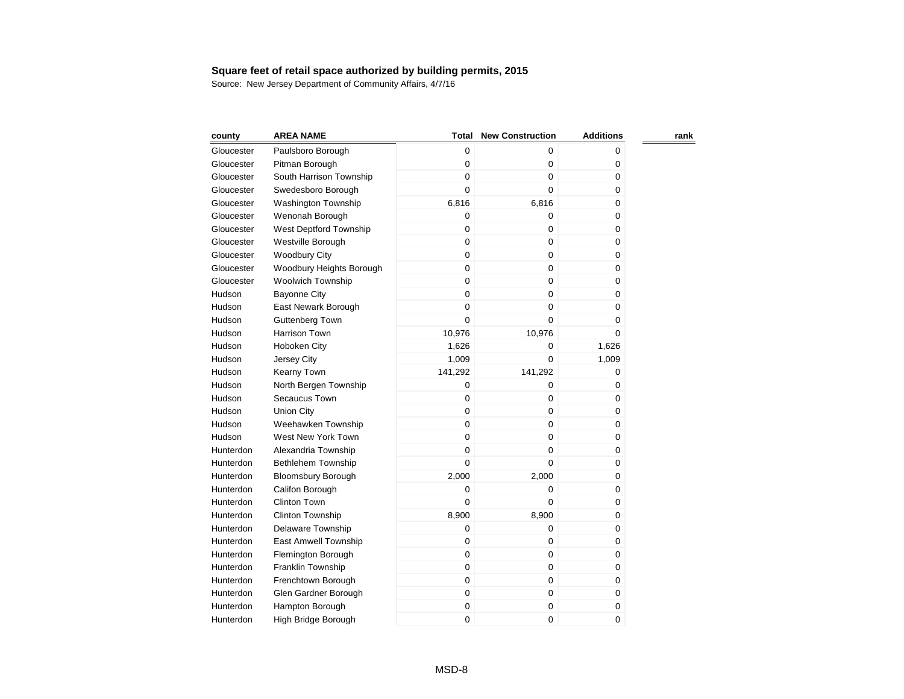**Square feet of retail space authorized by building permits, 2015**

Source: New Jersey Department of Community Affairs, 4/7/16

| county | AREA NAME | Total | New Construction | Additions | rank |
|---|---|---|---|---|---|
| Gloucester | Paulsboro Borough | 0 | 0 | 0 | |
| Gloucester | Pitman Borough | 0 | 0 | 0 | |
| Gloucester | South Harrison Township | 0 | 0 | 0 | |
| Gloucester | Swedesboro Borough | 0 | 0 | 0 | |
| Gloucester | Washington Township | 6,816 | 6,816 | 0 | |
| Gloucester | Wenonah Borough | 0 | 0 | 0 | |
| Gloucester | West Deptford Township | 0 | 0 | 0 | |
| Gloucester | Westville Borough | 0 | 0 | 0 | |
| Gloucester | Woodbury City | 0 | 0 | 0 | |
| Gloucester | Woodbury Heights Borough | 0 | 0 | 0 | |
| Gloucester | Woolwich Township | 0 | 0 | 0 | |
| Hudson | Bayonne City | 0 | 0 | 0 | |
| Hudson | East Newark Borough | 0 | 0 | 0 | |
| Hudson | Guttenberg Town | 0 | 0 | 0 | |
| Hudson | Harrison Town | 10,976 | 10,976 | 0 | |
| Hudson | Hoboken City | 1,626 | 0 | 1,626 | |
| Hudson | Jersey City | 1,009 | 0 | 1,009 | |
| Hudson | Kearny Town | 141,292 | 141,292 | 0 | |
| Hudson | North Bergen Township | 0 | 0 | 0 | |
| Hudson | Secaucus Town | 0 | 0 | 0 | |
| Hudson | Union City | 0 | 0 | 0 | |
| Hudson | Weehawken Township | 0 | 0 | 0 | |
| Hudson | West New York Town | 0 | 0 | 0 | |
| Hunterdon | Alexandria Township | 0 | 0 | 0 | |
| Hunterdon | Bethlehem Township | 0 | 0 | 0 | |
| Hunterdon | Bloomsbury Borough | 2,000 | 2,000 | 0 | |
| Hunterdon | Califon Borough | 0 | 0 | 0 | |
| Hunterdon | Clinton Town | 0 | 0 | 0 | |
| Hunterdon | Clinton Township | 8,900 | 8,900 | 0 | |
| Hunterdon | Delaware Township | 0 | 0 | 0 | |
| Hunterdon | East Amwell Township | 0 | 0 | 0 | |
| Hunterdon | Flemington Borough | 0 | 0 | 0 | |
| Hunterdon | Franklin Township | 0 | 0 | 0 | |
| Hunterdon | Frenchtown Borough | 0 | 0 | 0 | |
| Hunterdon | Glen Gardner Borough | 0 | 0 | 0 | |
| Hunterdon | Hampton Borough | 0 | 0 | 0 | |
| Hunterdon | High Bridge Borough | 0 | 0 | 0 | |

MSD-8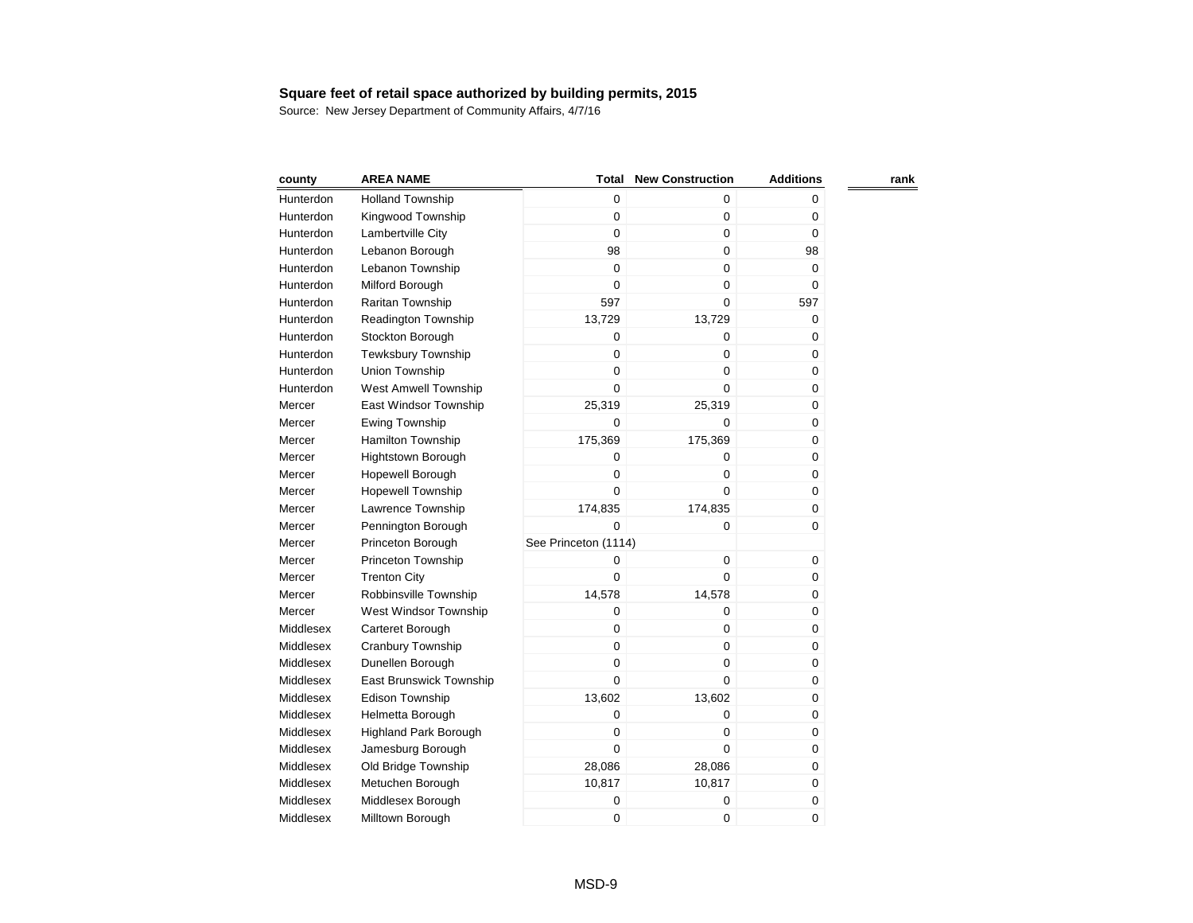**Square feet of retail space authorized by building permits, 2015**

Source: New Jersey Department of Community Affairs, 4/7/16

| county | AREA NAME | Total | New Construction | Additions | rank |
|---|---|---|---|---|---|
| Hunterdon | Holland Township | 0 | 0 | 0 | |
| Hunterdon | Kingwood Township | 0 | 0 | 0 | |
| Hunterdon | Lambertville City | 0 | 0 | 0 | |
| Hunterdon | Lebanon Borough | 98 | 0 | 98 | |
| Hunterdon | Lebanon Township | 0 | 0 | 0 | |
| Hunterdon | Milford Borough | 0 | 0 | 0 | |
| Hunterdon | Raritan Township | 597 | 0 | 597 | |
| Hunterdon | Readington Township | 13,729 | 13,729 | 0 | |
| Hunterdon | Stockton Borough | 0 | 0 | 0 | |
| Hunterdon | Tewksbury Township | 0 | 0 | 0 | |
| Hunterdon | Union Township | 0 | 0 | 0 | |
| Hunterdon | West Amwell Township | 0 | 0 | 0 | |
| Mercer | East Windsor Township | 25,319 | 25,319 | 0 | |
| Mercer | Ewing Township | 0 | 0 | 0 | |
| Mercer | Hamilton Township | 175,369 | 175,369 | 0 | |
| Mercer | Hightstown Borough | 0 | 0 | 0 | |
| Mercer | Hopewell Borough | 0 | 0 | 0 | |
| Mercer | Hopewell Township | 0 | 0 | 0 | |
| Mercer | Lawrence Township | 174,835 | 174,835 | 0 | |
| Mercer | Pennington Borough | 0 | 0 | 0 | |
| Mercer | Princeton Borough | See Princeton (1114) | | | |
| Mercer | Princeton Township | 0 | 0 | 0 | |
| Mercer | Trenton City | 0 | 0 | 0 | |
| Mercer | Robbinsville Township | 14,578 | 14,578 | 0 | |
| Mercer | West Windsor Township | 0 | 0 | 0 | |
| Middlesex | Carteret Borough | 0 | 0 | 0 | |
| Middlesex | Cranbury Township | 0 | 0 | 0 | |
| Middlesex | Dunellen Borough | 0 | 0 | 0 | |
| Middlesex | East Brunswick Township | 0 | 0 | 0 | |
| Middlesex | Edison Township | 13,602 | 13,602 | 0 | |
| Middlesex | Helmetta Borough | 0 | 0 | 0 | |
| Middlesex | Highland Park Borough | 0 | 0 | 0 | |
| Middlesex | Jamesburg Borough | 0 | 0 | 0 | |
| Middlesex | Old Bridge Township | 28,086 | 28,086 | 0 | |
| Middlesex | Metuchen Borough | 10,817 | 10,817 | 0 | |
| Middlesex | Middlesex Borough | 0 | 0 | 0 | |
| Middlesex | Milltown Borough | 0 | 0 | 0 | |

MSD-9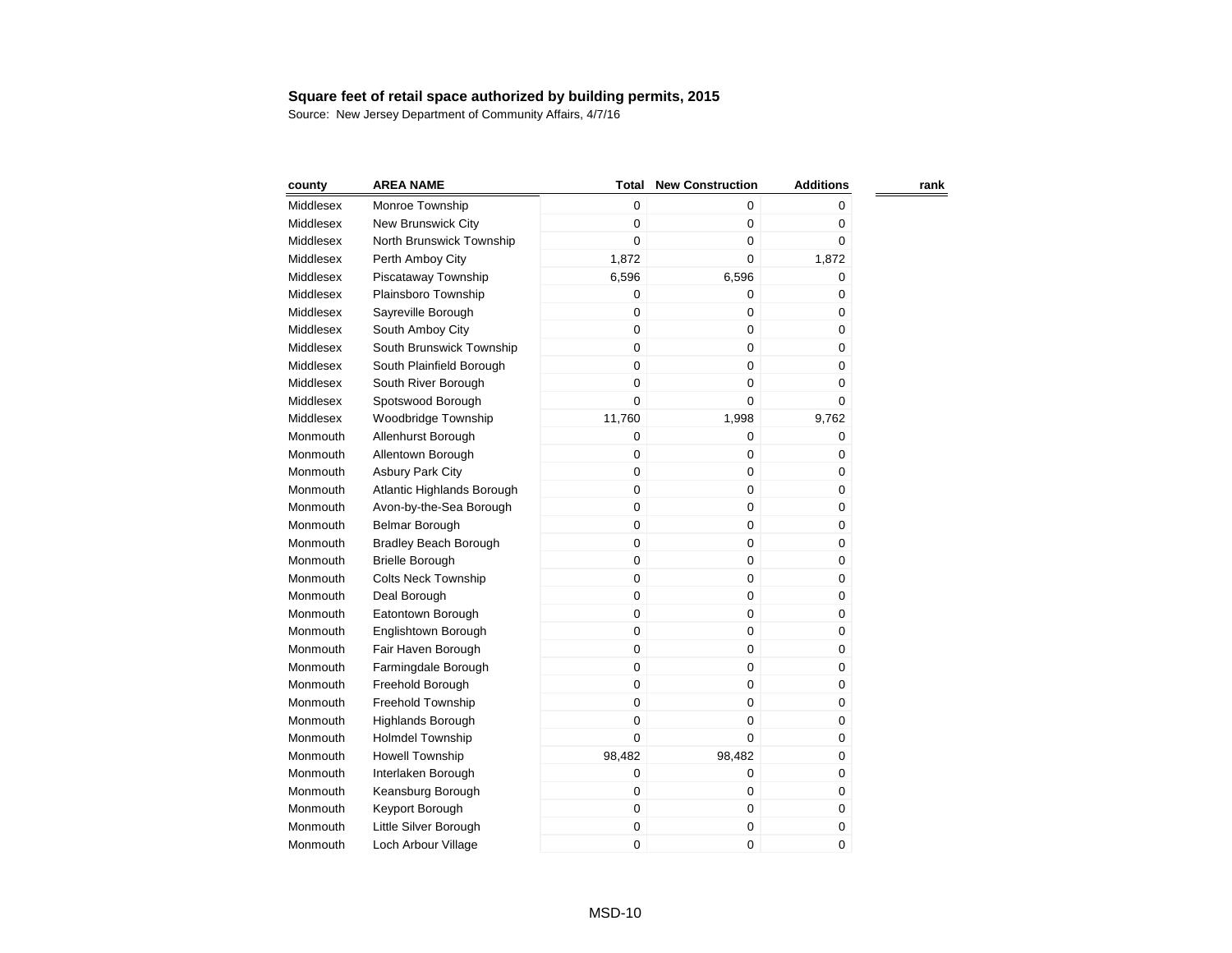**Square feet of retail space authorized by building permits, 2015**

Source: New Jersey Department of Community Affairs, 4/7/16

| county | AREA NAME | Total | New Construction | Additions | rank |
|---|---|---|---|---|---|
| Middlesex | Monroe Township | 0 | 0 | 0 | |
| Middlesex | New Brunswick City | 0 | 0 | 0 | |
| Middlesex | North Brunswick Township | 0 | 0 | 0 | |
| Middlesex | Perth Amboy City | 1,872 | 0 | 1,872 | |
| Middlesex | Piscataway Township | 6,596 | 6,596 | 0 | |
| Middlesex | Plainsboro Township | 0 | 0 | 0 | |
| Middlesex | Sayreville Borough | 0 | 0 | 0 | |
| Middlesex | South Amboy City | 0 | 0 | 0 | |
| Middlesex | South Brunswick Township | 0 | 0 | 0 | |
| Middlesex | South Plainfield Borough | 0 | 0 | 0 | |
| Middlesex | South River Borough | 0 | 0 | 0 | |
| Middlesex | Spotswood Borough | 0 | 0 | 0 | |
| Middlesex | Woodbridge Township | 11,760 | 1,998 | 9,762 | |
| Monmouth | Allenhurst Borough | 0 | 0 | 0 | |
| Monmouth | Allentown Borough | 0 | 0 | 0 | |
| Monmouth | Asbury Park City | 0 | 0 | 0 | |
| Monmouth | Atlantic Highlands Borough | 0 | 0 | 0 | |
| Monmouth | Avon-by-the-Sea Borough | 0 | 0 | 0 | |
| Monmouth | Belmar Borough | 0 | 0 | 0 | |
| Monmouth | Bradley Beach Borough | 0 | 0 | 0 | |
| Monmouth | Brielle Borough | 0 | 0 | 0 | |
| Monmouth | Colts Neck Township | 0 | 0 | 0 | |
| Monmouth | Deal Borough | 0 | 0 | 0 | |
| Monmouth | Eatontown Borough | 0 | 0 | 0 | |
| Monmouth | Englishtown Borough | 0 | 0 | 0 | |
| Monmouth | Fair Haven Borough | 0 | 0 | 0 | |
| Monmouth | Farmingdale Borough | 0 | 0 | 0 | |
| Monmouth | Freehold Borough | 0 | 0 | 0 | |
| Monmouth | Freehold Township | 0 | 0 | 0 | |
| Monmouth | Highlands Borough | 0 | 0 | 0 | |
| Monmouth | Holmdel Township | 0 | 0 | 0 | |
| Monmouth | Howell Township | 98,482 | 98,482 | 0 | |
| Monmouth | Interlaken Borough | 0 | 0 | 0 | |
| Monmouth | Keansburg Borough | 0 | 0 | 0 | |
| Monmouth | Keyport Borough | 0 | 0 | 0 | |
| Monmouth | Little Silver Borough | 0 | 0 | 0 | |
| Monmouth | Loch Arbour Village | 0 | 0 | 0 | |

MSD-10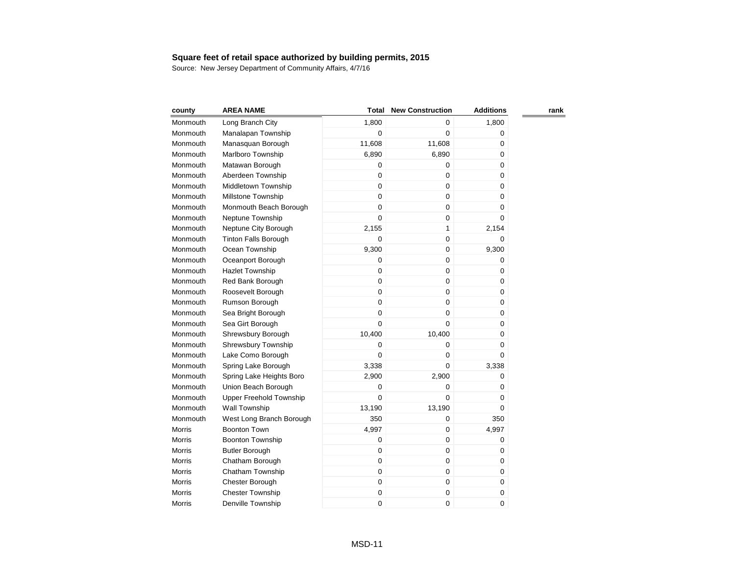**Square feet of retail space authorized by building permits, 2015**

Source: New Jersey Department of Community Affairs, 4/7/16

| county | AREA NAME | Total | New Construction | Additions | rank |
|---|---|---|---|---|---|
| Monmouth | Long Branch City | 1,800 | 0 | 1,800 | |
| Monmouth | Manalapan Township | 0 | 0 | 0 | |
| Monmouth | Manasquan Borough | 11,608 | 11,608 | 0 | |
| Monmouth | Marlboro Township | 6,890 | 6,890 | 0 | |
| Monmouth | Matawan Borough | 0 | 0 | 0 | |
| Monmouth | Aberdeen Township | 0 | 0 | 0 | |
| Monmouth | Middletown Township | 0 | 0 | 0 | |
| Monmouth | Millstone Township | 0 | 0 | 0 | |
| Monmouth | Monmouth Beach Borough | 0 | 0 | 0 | |
| Monmouth | Neptune Township | 0 | 0 | 0 | |
| Monmouth | Neptune City Borough | 2,155 | 1 | 2,154 | |
| Monmouth | Tinton Falls Borough | 0 | 0 | 0 | |
| Monmouth | Ocean Township | 9,300 | 0 | 9,300 | |
| Monmouth | Oceanport Borough | 0 | 0 | 0 | |
| Monmouth | Hazlet Township | 0 | 0 | 0 | |
| Monmouth | Red Bank Borough | 0 | 0 | 0 | |
| Monmouth | Roosevelt Borough | 0 | 0 | 0 | |
| Monmouth | Rumson Borough | 0 | 0 | 0 | |
| Monmouth | Sea Bright Borough | 0 | 0 | 0 | |
| Monmouth | Sea Girt Borough | 0 | 0 | 0 | |
| Monmouth | Shrewsbury Borough | 10,400 | 10,400 | 0 | |
| Monmouth | Shrewsbury Township | 0 | 0 | 0 | |
| Monmouth | Lake Como Borough | 0 | 0 | 0 | |
| Monmouth | Spring Lake Borough | 3,338 | 0 | 3,338 | |
| Monmouth | Spring Lake Heights Boro | 2,900 | 2,900 | 0 | |
| Monmouth | Union Beach Borough | 0 | 0 | 0 | |
| Monmouth | Upper Freehold Township | 0 | 0 | 0 | |
| Monmouth | Wall Township | 13,190 | 13,190 | 0 | |
| Monmouth | West Long Branch Borough | 350 | 0 | 350 | |
| Morris | Boonton Town | 4,997 | 0 | 4,997 | |
| Morris | Boonton Township | 0 | 0 | 0 | |
| Morris | Butler Borough | 0 | 0 | 0 | |
| Morris | Chatham Borough | 0 | 0 | 0 | |
| Morris | Chatham Township | 0 | 0 | 0 | |
| Morris | Chester Borough | 0 | 0 | 0 | |
| Morris | Chester Township | 0 | 0 | 0 | |
| Morris | Denville Township | 0 | 0 | 0 | |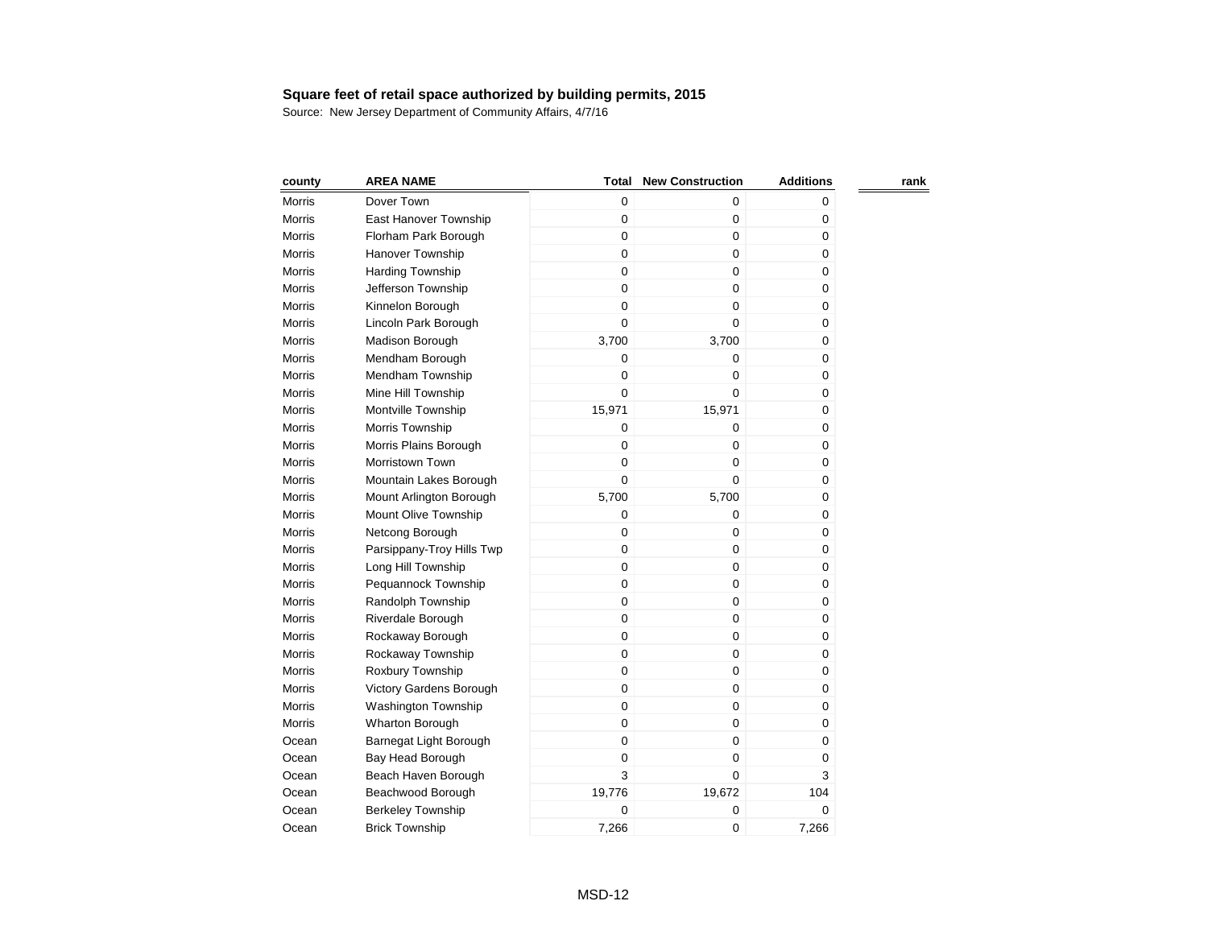**Square feet of retail space authorized by building permits, 2015**

Source: New Jersey Department of Community Affairs, 4/7/16

| county | AREA NAME | Total | New Construction | Additions | rank |
|---|---|---|---|---|---|
| Morris | Dover Town | 0 | 0 | 0 | |
| Morris | East Hanover Township | 0 | 0 | 0 | |
| Morris | Florham Park Borough | 0 | 0 | 0 | |
| Morris | Hanover Township | 0 | 0 | 0 | |
| Morris | Harding Township | 0 | 0 | 0 | |
| Morris | Jefferson Township | 0 | 0 | 0 | |
| Morris | Kinnelon Borough | 0 | 0 | 0 | |
| Morris | Lincoln Park Borough | 0 | 0 | 0 | |
| Morris | Madison Borough | 3,700 | 3,700 | 0 | |
| Morris | Mendham Borough | 0 | 0 | 0 | |
| Morris | Mendham Township | 0 | 0 | 0 | |
| Morris | Mine Hill Township | 0 | 0 | 0 | |
| Morris | Montville Township | 15,971 | 15,971 | 0 | |
| Morris | Morris Township | 0 | 0 | 0 | |
| Morris | Morris Plains Borough | 0 | 0 | 0 | |
| Morris | Morristown Town | 0 | 0 | 0 | |
| Morris | Mountain Lakes Borough | 0 | 0 | 0 | |
| Morris | Mount Arlington Borough | 5,700 | 5,700 | 0 | |
| Morris | Mount Olive Township | 0 | 0 | 0 | |
| Morris | Netcong Borough | 0 | 0 | 0 | |
| Morris | Parsippany-Troy Hills Twp | 0 | 0 | 0 | |
| Morris | Long Hill Township | 0 | 0 | 0 | |
| Morris | Pequannock Township | 0 | 0 | 0 | |
| Morris | Randolph Township | 0 | 0 | 0 | |
| Morris | Riverdale Borough | 0 | 0 | 0 | |
| Morris | Rockaway Borough | 0 | 0 | 0 | |
| Morris | Rockaway Township | 0 | 0 | 0 | |
| Morris | Roxbury Township | 0 | 0 | 0 | |
| Morris | Victory Gardens Borough | 0 | 0 | 0 | |
| Morris | Washington Township | 0 | 0 | 0 | |
| Morris | Wharton Borough | 0 | 0 | 0 | |
| Ocean | Barnegat Light Borough | 0 | 0 | 0 | |
| Ocean | Bay Head Borough | 0 | 0 | 0 | |
| Ocean | Beach Haven Borough | 3 | 0 | 3 | |
| Ocean | Beachwood Borough | 19,776 | 19,672 | 104 | |
| Ocean | Berkeley Township | 0 | 0 | 0 | |
| Ocean | Brick Township | 7,266 | 0 | 7,266 | |

MSD-12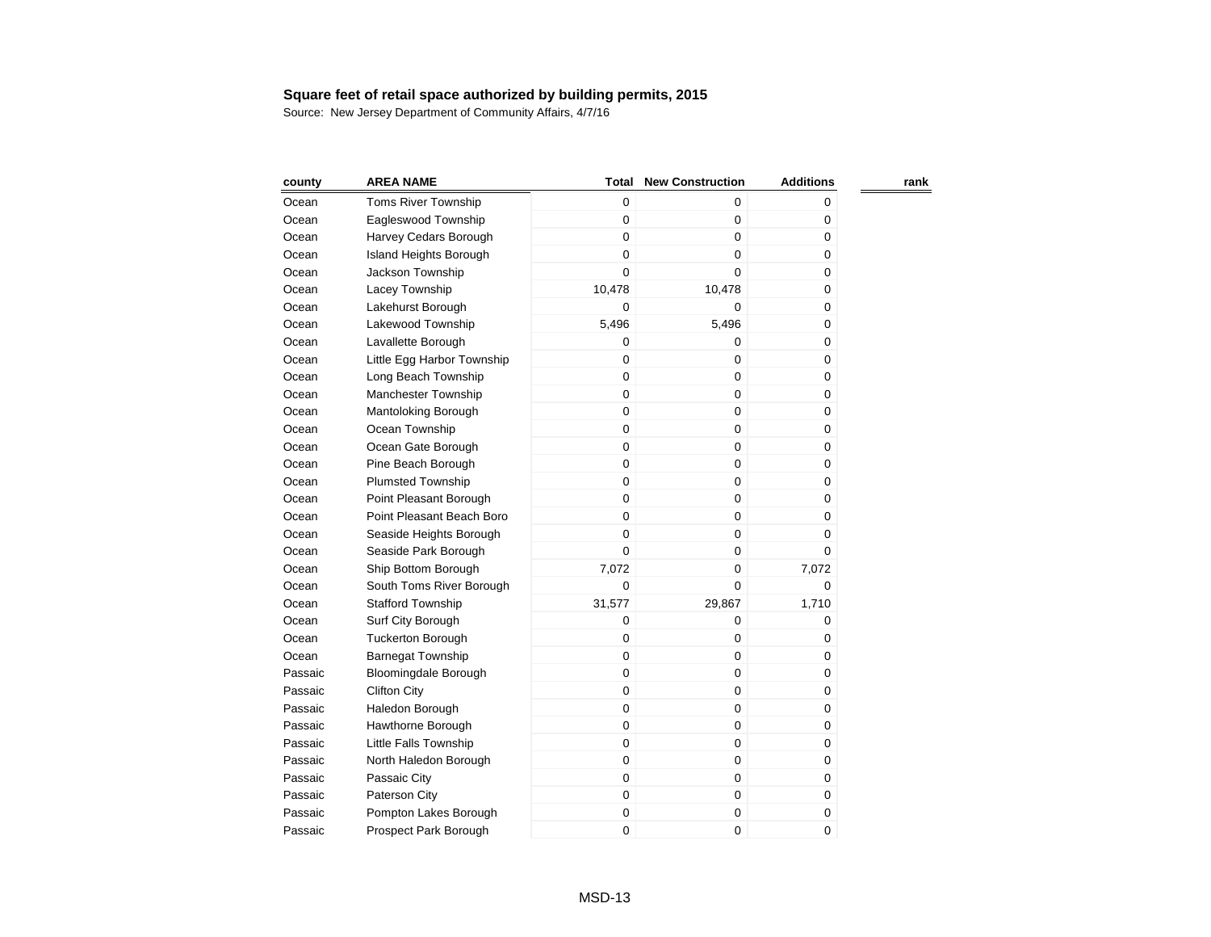**Square feet of retail space authorized by building permits, 2015**

Source: New Jersey Department of Community Affairs, 4/7/16

| county | AREA NAME | Total | New Construction | Additions | rank |
|---|---|---|---|---|---|
| Ocean | Toms River Township | 0 | 0 | 0 | |
| Ocean | Eagleswood Township | 0 | 0 | 0 | |
| Ocean | Harvey Cedars Borough | 0 | 0 | 0 | |
| Ocean | Island Heights Borough | 0 | 0 | 0 | |
| Ocean | Jackson Township | 0 | 0 | 0 | |
| Ocean | Lacey Township | 10,478 | 10,478 | 0 | |
| Ocean | Lakehurst Borough | 0 | 0 | 0 | |
| Ocean | Lakewood Township | 5,496 | 5,496 | 0 | |
| Ocean | Lavallette Borough | 0 | 0 | 0 | |
| Ocean | Little Egg Harbor Township | 0 | 0 | 0 | |
| Ocean | Long Beach Township | 0 | 0 | 0 | |
| Ocean | Manchester Township | 0 | 0 | 0 | |
| Ocean | Mantoloking Borough | 0 | 0 | 0 | |
| Ocean | Ocean Township | 0 | 0 | 0 | |
| Ocean | Ocean Gate Borough | 0 | 0 | 0 | |
| Ocean | Pine Beach Borough | 0 | 0 | 0 | |
| Ocean | Plumsted Township | 0 | 0 | 0 | |
| Ocean | Point Pleasant Borough | 0 | 0 | 0 | |
| Ocean | Point Pleasant Beach Boro | 0 | 0 | 0 | |
| Ocean | Seaside Heights Borough | 0 | 0 | 0 | |
| Ocean | Seaside Park Borough | 0 | 0 | 0 | |
| Ocean | Ship Bottom Borough | 7,072 | 0 | 7,072 | |
| Ocean | South Toms River Borough | 0 | 0 | 0 | |
| Ocean | Stafford Township | 31,577 | 29,867 | 1,710 | |
| Ocean | Surf City Borough | 0 | 0 | 0 | |
| Ocean | Tuckerton Borough | 0 | 0 | 0 | |
| Ocean | Barnegat Township | 0 | 0 | 0 | |
| Passaic | Bloomingdale Borough | 0 | 0 | 0 | |
| Passaic | Clifton City | 0 | 0 | 0 | |
| Passaic | Haledon Borough | 0 | 0 | 0 | |
| Passaic | Hawthorne Borough | 0 | 0 | 0 | |
| Passaic | Little Falls Township | 0 | 0 | 0 | |
| Passaic | North Haledon Borough | 0 | 0 | 0 | |
| Passaic | Passaic City | 0 | 0 | 0 | |
| Passaic | Paterson City | 0 | 0 | 0 | |
| Passaic | Pompton Lakes Borough | 0 | 0 | 0 | |
| Passaic | Prospect Park Borough | 0 | 0 | 0 | |

MSD-13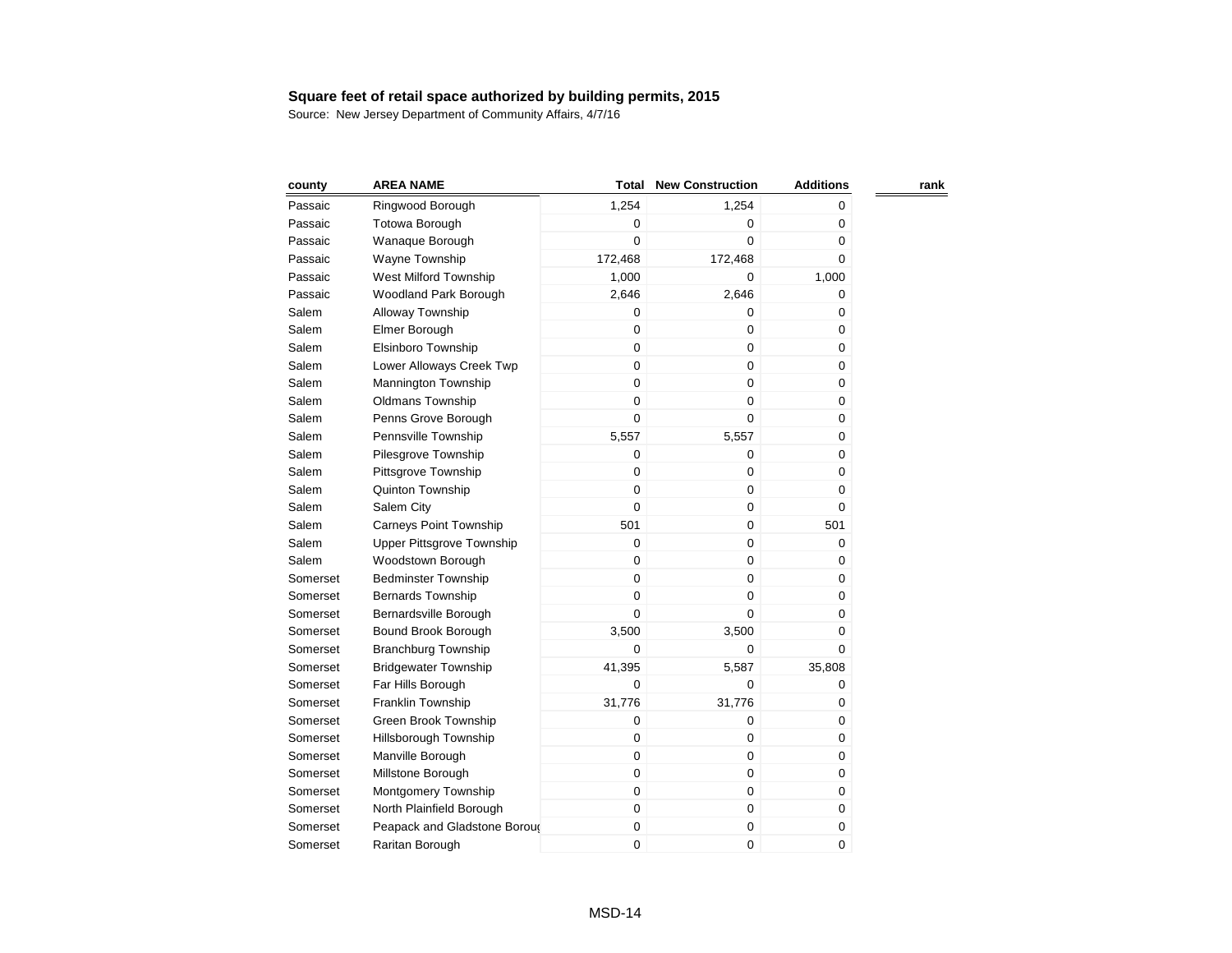**Square feet of retail space authorized by building permits, 2015**

Source: New Jersey Department of Community Affairs, 4/7/16

| county | AREA NAME | Total | New Construction | Additions | rank |
|---|---|---|---|---|---|
| Passaic | Ringwood Borough | 1,254 | 1,254 | 0 | |
| Passaic | Totowa Borough | 0 | 0 | 0 | |
| Passaic | Wanaque Borough | 0 | 0 | 0 | |
| Passaic | Wayne Township | 172,468 | 172,468 | 0 | |
| Passaic | West Milford Township | 1,000 | 0 | 1,000 | |
| Passaic | Woodland Park Borough | 2,646 | 2,646 | 0 | |
| Salem | Alloway Township | 0 | 0 | 0 | |
| Salem | Elmer Borough | 0 | 0 | 0 | |
| Salem | Elsinboro Township | 0 | 0 | 0 | |
| Salem | Lower Alloways Creek Twp | 0 | 0 | 0 | |
| Salem | Mannington Township | 0 | 0 | 0 | |
| Salem | Oldmans Township | 0 | 0 | 0 | |
| Salem | Penns Grove Borough | 0 | 0 | 0 | |
| Salem | Pennsville Township | 5,557 | 5,557 | 0 | |
| Salem | Pilesgrove Township | 0 | 0 | 0 | |
| Salem | Pittsgrove Township | 0 | 0 | 0 | |
| Salem | Quinton Township | 0 | 0 | 0 | |
| Salem | Salem City | 0 | 0 | 0 | |
| Salem | Carneys Point Township | 501 | 0 | 501 | |
| Salem | Upper Pittsgrove Township | 0 | 0 | 0 | |
| Salem | Woodstown Borough | 0 | 0 | 0 | |
| Somerset | Bedminster Township | 0 | 0 | 0 | |
| Somerset | Bernards Township | 0 | 0 | 0 | |
| Somerset | Bernardsville Borough | 0 | 0 | 0 | |
| Somerset | Bound Brook Borough | 3,500 | 3,500 | 0 | |
| Somerset | Branchburg Township | 0 | 0 | 0 | |
| Somerset | Bridgewater Township | 41,395 | 5,587 | 35,808 | |
| Somerset | Far Hills Borough | 0 | 0 | 0 | |
| Somerset | Franklin Township | 31,776 | 31,776 | 0 | |
| Somerset | Green Brook Township | 0 | 0 | 0 | |
| Somerset | Hillsborough Township | 0 | 0 | 0 | |
| Somerset | Manville Borough | 0 | 0 | 0 | |
| Somerset | Millstone Borough | 0 | 0 | 0 | |
| Somerset | Montgomery Township | 0 | 0 | 0 | |
| Somerset | North Plainfield Borough | 0 | 0 | 0 | |
| Somerset | Peapack and Gladstone Boroug | 0 | 0 | 0 | |
| Somerset | Raritan Borough | 0 | 0 | 0 | |

MSD-14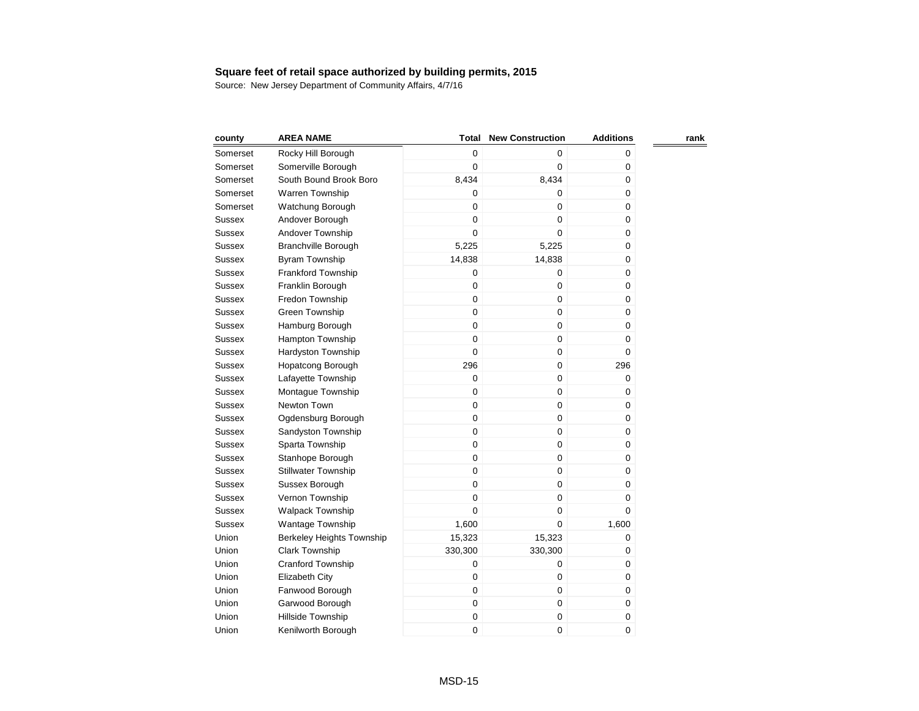**Square feet of retail space authorized by building permits, 2015**

Source: New Jersey Department of Community Affairs, 4/7/16

| county | AREA NAME | Total | New Construction | Additions | rank |
|---|---|---|---|---|---|
| Somerset | Rocky Hill Borough | 0 | 0 | 0 | |
| Somerset | Somerville Borough | 0 | 0 | 0 | |
| Somerset | South Bound Brook Boro | 8,434 | 8,434 | 0 | |
| Somerset | Warren Township | 0 | 0 | 0 | |
| Somerset | Watchung Borough | 0 | 0 | 0 | |
| Sussex | Andover Borough | 0 | 0 | 0 | |
| Sussex | Andover Township | 0 | 0 | 0 | |
| Sussex | Branchville Borough | 5,225 | 5,225 | 0 | |
| Sussex | Byram Township | 14,838 | 14,838 | 0 | |
| Sussex | Frankford Township | 0 | 0 | 0 | |
| Sussex | Franklin Borough | 0 | 0 | 0 | |
| Sussex | Fredon Township | 0 | 0 | 0 | |
| Sussex | Green Township | 0 | 0 | 0 | |
| Sussex | Hamburg Borough | 0 | 0 | 0 | |
| Sussex | Hampton Township | 0 | 0 | 0 | |
| Sussex | Hardyston Township | 0 | 0 | 0 | |
| Sussex | Hopatcong Borough | 296 | 0 | 296 | |
| Sussex | Lafayette Township | 0 | 0 | 0 | |
| Sussex | Montague Township | 0 | 0 | 0 | |
| Sussex | Newton Town | 0 | 0 | 0 | |
| Sussex | Ogdensburg Borough | 0 | 0 | 0 | |
| Sussex | Sandyston Township | 0 | 0 | 0 | |
| Sussex | Sparta Township | 0 | 0 | 0 | |
| Sussex | Stanhope Borough | 0 | 0 | 0 | |
| Sussex | Stillwater Township | 0 | 0 | 0 | |
| Sussex | Sussex Borough | 0 | 0 | 0 | |
| Sussex | Vernon Township | 0 | 0 | 0 | |
| Sussex | Walpack Township | 0 | 0 | 0 | |
| Sussex | Wantage Township | 1,600 | 0 | 1,600 | |
| Union | Berkeley Heights Township | 15,323 | 15,323 | 0 | |
| Union | Clark Township | 330,300 | 330,300 | 0 | |
| Union | Cranford Township | 0 | 0 | 0 | |
| Union | Elizabeth City | 0 | 0 | 0 | |
| Union | Fanwood Borough | 0 | 0 | 0 | |
| Union | Garwood Borough | 0 | 0 | 0 | |
| Union | Hillside Township | 0 | 0 | 0 | |
| Union | Kenilworth Borough | 0 | 0 | 0 | |

MSD-15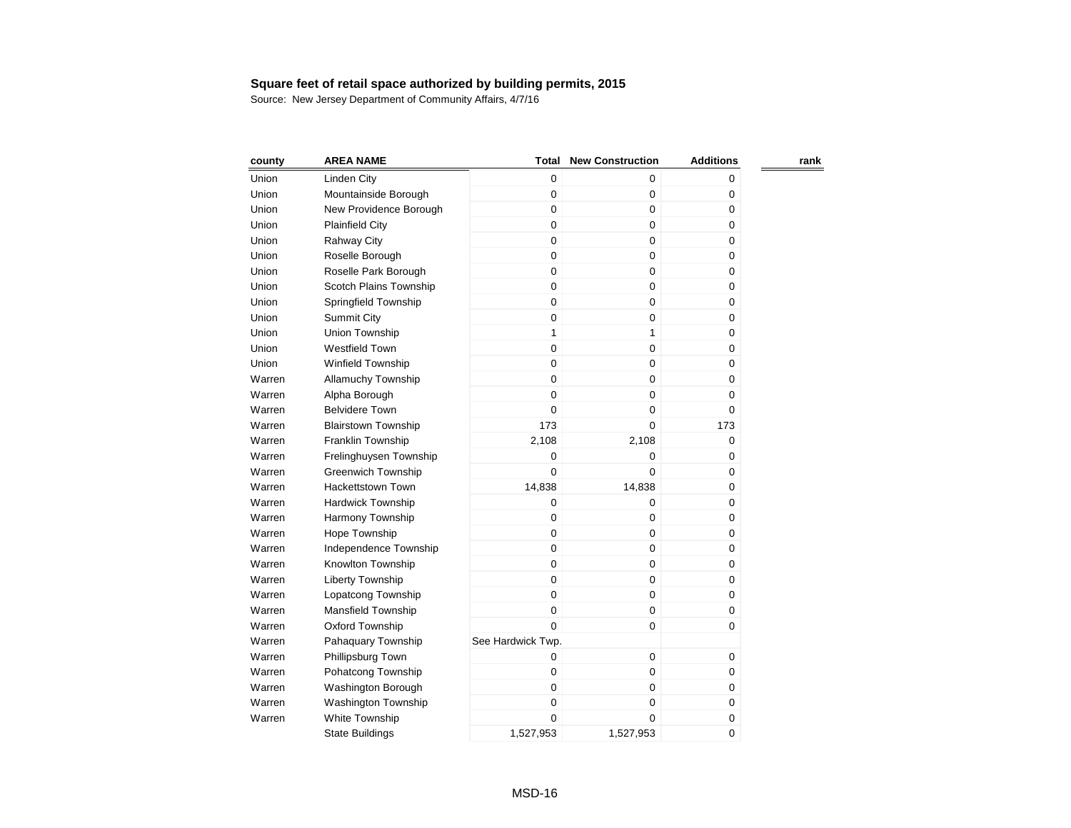**Square feet of retail space authorized by building permits, 2015**

Source: New Jersey Department of Community Affairs, 4/7/16

| county | AREA NAME | Total | New Construction | Additions | rank |
|---|---|---|---|---|---|
| Union | Linden City | 0 | 0 | 0 | |
| Union | Mountainside Borough | 0 | 0 | 0 | |
| Union | New Providence Borough | 0 | 0 | 0 | |
| Union | Plainfield City | 0 | 0 | 0 | |
| Union | Rahway City | 0 | 0 | 0 | |
| Union | Roselle Borough | 0 | 0 | 0 | |
| Union | Roselle Park Borough | 0 | 0 | 0 | |
| Union | Scotch Plains Township | 0 | 0 | 0 | |
| Union | Springfield Township | 0 | 0 | 0 | |
| Union | Summit City | 0 | 0 | 0 | |
| Union | Union Township | 1 | 1 | 0 | |
| Union | Westfield Town | 0 | 0 | 0 | |
| Union | Winfield Township | 0 | 0 | 0 | |
| Warren | Allamuchy Township | 0 | 0 | 0 | |
| Warren | Alpha Borough | 0 | 0 | 0 | |
| Warren | Belvidere Town | 0 | 0 | 0 | |
| Warren | Blairstown Township | 173 | 0 | 173 | |
| Warren | Franklin Township | 2,108 | 2,108 | 0 | |
| Warren | Frelinghuysen Township | 0 | 0 | 0 | |
| Warren | Greenwich Township | 0 | 0 | 0 | |
| Warren | Hackettstown Town | 14,838 | 14,838 | 0 | |
| Warren | Hardwick Township | 0 | 0 | 0 | |
| Warren | Harmony Township | 0 | 0 | 0 | |
| Warren | Hope Township | 0 | 0 | 0 | |
| Warren | Independence Township | 0 | 0 | 0 | |
| Warren | Knowlton Township | 0 | 0 | 0 | |
| Warren | Liberty Township | 0 | 0 | 0 | |
| Warren | Lopatcong Township | 0 | 0 | 0 | |
| Warren | Mansfield Township | 0 | 0 | 0 | |
| Warren | Oxford Township | 0 | 0 | 0 | |
| Warren | Pahaquary Township | See Hardwick Twp. | | | |
| Warren | Phillipsburg Town | 0 | 0 | 0 | |
| Warren | Pohatcong Township | 0 | 0 | 0 | |
| Warren | Washington Borough | 0 | 0 | 0 | |
| Warren | Washington Township | 0 | 0 | 0 | |
| Warren | White Township | 0 | 0 | 0 | |
| | State Buildings | 1,527,953 | 1,527,953 | 0 | |

MSD-16